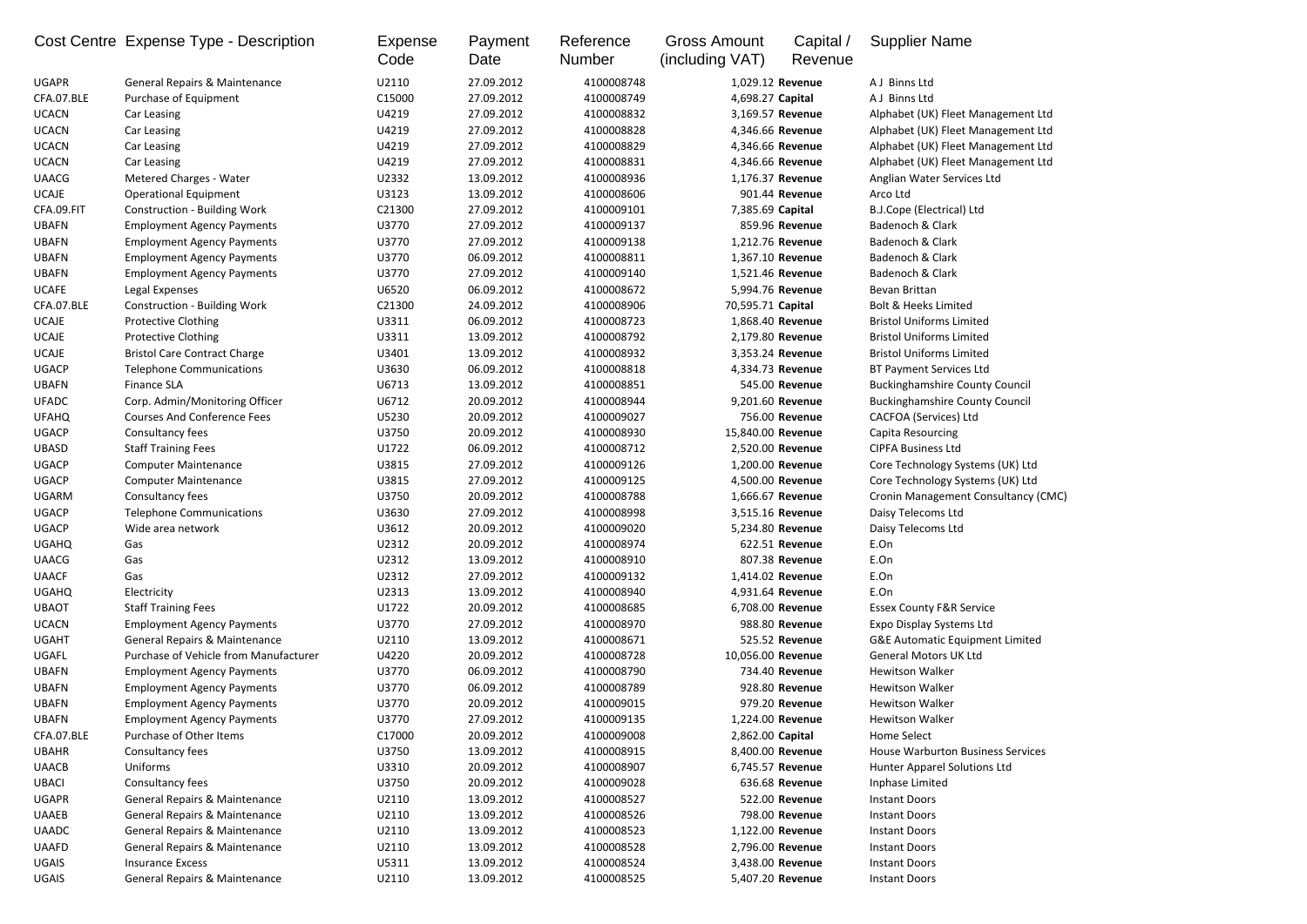| Cost Centre | Expense Type - Description | Expense Code | Payment Date | Reference Number | Gross Amount (including VAT) | Capital / Revenue | Supplier Name |
|---|---|---|---|---|---|---|---|
| UGAPR | General Repairs & Maintenance | U2110 | 27.09.2012 | 4100008748 | 1,029.12 | **Revenue** | A J Binns Ltd |
| CFA.07.BLE | Purchase of Equipment | C15000 | 27.09.2012 | 4100008749 | 4,698.27 | **Capital** | A J Binns Ltd |
| UCACN | Car Leasing | U4219 | 27.09.2012 | 4100008832 | 3,169.57 | **Revenue** | Alphabet (UK) Fleet Management Ltd |
| UCACN | Car Leasing | U4219 | 27.09.2012 | 4100008828 | 4,346.66 | **Revenue** | Alphabet (UK) Fleet Management Ltd |
| UCACN | Car Leasing | U4219 | 27.09.2012 | 4100008829 | 4,346.66 | **Revenue** | Alphabet (UK) Fleet Management Ltd |
| UCACN | Car Leasing | U4219 | 27.09.2012 | 4100008831 | 4,346.66 | **Revenue** | Alphabet (UK) Fleet Management Ltd |
| UAACG | Metered Charges - Water | U2332 | 13.09.2012 | 4100008936 | 1,176.37 | **Revenue** | Anglian Water Services Ltd |
| UCAJE | Operational Equipment | U3123 | 13.09.2012 | 4100008606 | 901.44 | **Revenue** | Arco Ltd |
| CFA.09.FIT | Construction - Building Work | C21300 | 27.09.2012 | 4100009101 | 7,385.69 | **Capital** | B.J.Cope (Electrical) Ltd |
| UBAFN | Employment Agency Payments | U3770 | 27.09.2012 | 4100009137 | 859.96 | **Revenue** | Badenoch & Clark |
| UBAFN | Employment Agency Payments | U3770 | 27.09.2012 | 4100009138 | 1,212.76 | **Revenue** | Badenoch & Clark |
| UBAFN | Employment Agency Payments | U3770 | 06.09.2012 | 4100008811 | 1,367.10 | **Revenue** | Badenoch & Clark |
| UBAFN | Employment Agency Payments | U3770 | 27.09.2012 | 4100009140 | 1,521.46 | **Revenue** | Badenoch & Clark |
| UCAFE | Legal Expenses | U6520 | 06.09.2012 | 4100008672 | 5,994.76 | **Revenue** | Bevan Brittan |
| CFA.07.BLE | Construction - Building Work | C21300 | 24.09.2012 | 4100008906 | 70,595.71 | **Capital** | Bolt & Heeks Limited |
| UCAJE | Protective Clothing | U3311 | 06.09.2012 | 4100008723 | 1,868.40 | **Revenue** | Bristol Uniforms Limited |
| UCAJE | Protective Clothing | U3311 | 13.09.2012 | 4100008792 | 2,179.80 | **Revenue** | Bristol Uniforms Limited |
| UCAJE | Bristol Care Contract Charge | U3401 | 13.09.2012 | 4100008932 | 3,353.24 | **Revenue** | Bristol Uniforms Limited |
| UGACP | Telephone Communications | U3630 | 06.09.2012 | 4100008818 | 4,334.73 | **Revenue** | BT Payment Services Ltd |
| UBAFN | Finance SLA | U6713 | 13.09.2012 | 4100008851 | 545.00 | **Revenue** | Buckinghamshire County Council |
| UFADC | Corp. Admin/Monitoring Officer | U6712 | 20.09.2012 | 4100008944 | 9,201.60 | **Revenue** | Buckinghamshire County Council |
| UFAHQ | Courses And Conference Fees | U5230 | 20.09.2012 | 4100009027 | 756.00 | **Revenue** | CACFOA (Services) Ltd |
| UGACP | Consultancy fees | U3750 | 20.09.2012 | 4100008930 | 15,840.00 | **Revenue** | Capita Resourcing |
| UBASD | Staff Training Fees | U1722 | 06.09.2012 | 4100008712 | 2,520.00 | **Revenue** | CIPFA Business Ltd |
| UGACP | Computer Maintenance | U3815 | 27.09.2012 | 4100009126 | 1,200.00 | **Revenue** | Core Technology Systems (UK) Ltd |
| UGACP | Computer Maintenance | U3815 | 27.09.2012 | 4100009125 | 4,500.00 | **Revenue** | Core Technology Systems (UK) Ltd |
| UGARM | Consultancy fees | U3750 | 20.09.2012 | 4100008788 | 1,666.67 | **Revenue** | Cronin Management Consultancy (CMC) |
| UGACP | Telephone Communications | U3630 | 27.09.2012 | 4100008998 | 3,515.16 | **Revenue** | Daisy Telecoms Ltd |
| UGACP | Wide area network | U3612 | 20.09.2012 | 4100009020 | 5,234.80 | **Revenue** | Daisy Telecoms Ltd |
| UGAHQ | Gas | U2312 | 20.09.2012 | 4100008974 | 622.51 | **Revenue** | E.On |
| UAACG | Gas | U2312 | 13.09.2012 | 4100008910 | 807.38 | **Revenue** | E.On |
| UAACF | Gas | U2312 | 27.09.2012 | 4100009132 | 1,414.02 | **Revenue** | E.On |
| UGAHQ | Electricity | U2313 | 13.09.2012 | 4100008940 | 4,931.64 | **Revenue** | E.On |
| UBAOT | Staff Training Fees | U1722 | 20.09.2012 | 4100008685 | 6,708.00 | **Revenue** | Essex County F&R Service |
| UCACN | Employment Agency Payments | U3770 | 27.09.2012 | 4100008970 | 988.80 | **Revenue** | Expo Display Systems Ltd |
| UGAHT | General Repairs & Maintenance | U2110 | 13.09.2012 | 4100008671 | 525.52 | **Revenue** | G&E Automatic Equipment Limited |
| UGAFL | Purchase of Vehicle from Manufacturer | U4220 | 20.09.2012 | 4100008728 | 10,056.00 | **Revenue** | General Motors UK Ltd |
| UBAFN | Employment Agency Payments | U3770 | 06.09.2012 | 4100008790 | 734.40 | **Revenue** | Hewitson Walker |
| UBAFN | Employment Agency Payments | U3770 | 06.09.2012 | 4100008789 | 928.80 | **Revenue** | Hewitson Walker |
| UBAFN | Employment Agency Payments | U3770 | 20.09.2012 | 4100009015 | 979.20 | **Revenue** | Hewitson Walker |
| UBAFN | Employment Agency Payments | U3770 | 27.09.2012 | 4100009135 | 1,224.00 | **Revenue** | Hewitson Walker |
| CFA.07.BLE | Purchase of Other Items | C17000 | 20.09.2012 | 4100009008 | 2,862.00 | **Capital** | Home Select |
| UBAHR | Consultancy fees | U3750 | 13.09.2012 | 4100008915 | 8,400.00 | **Revenue** | House Warburton Business Services |
| UAACB | Uniforms | U3310 | 20.09.2012 | 4100008907 | 6,745.57 | **Revenue** | Hunter Apparel Solutions Ltd |
| UBACI | Consultancy fees | U3750 | 20.09.2012 | 4100009028 | 636.68 | **Revenue** | Inphase Limited |
| UGAPR | General Repairs & Maintenance | U2110 | 13.09.2012 | 4100008527 | 522.00 | **Revenue** | Instant Doors |
| UAAEB | General Repairs & Maintenance | U2110 | 13.09.2012 | 4100008526 | 798.00 | **Revenue** | Instant Doors |
| UAADC | General Repairs & Maintenance | U2110 | 13.09.2012 | 4100008523 | 1,122.00 | **Revenue** | Instant Doors |
| UAAFD | General Repairs & Maintenance | U2110 | 13.09.2012 | 4100008528 | 2,796.00 | **Revenue** | Instant Doors |
| UGAIS | Insurance Excess | U5311 | 13.09.2012 | 4100008524 | 3,438.00 | **Revenue** | Instant Doors |
| UGAIS | General Repairs & Maintenance | U2110 | 13.09.2012 | 4100008525 | 5,407.20 | **Revenue** | Instant Doors |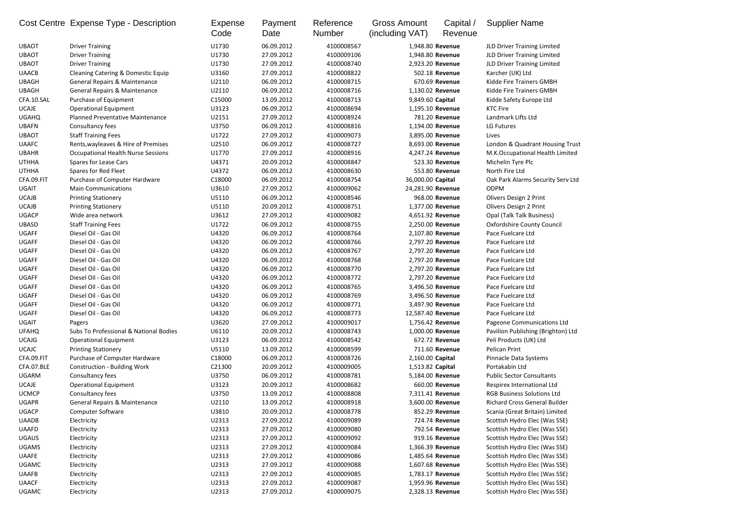| Cost Centre | Expense Type - Description | Expense Code | Payment Date | Reference Number | Gross Amount (including VAT) | Capital / Revenue | Supplier Name |
|---|---|---|---|---|---|---|---|
| UBAOT | Driver Training | U1730 | 06.09.2012 | 4100008567 | 1,948.80 | Revenue | JLD Driver Training Limited |
| UBAOT | Driver Training | U1730 | 27.09.2012 | 4100009106 | 1,948.80 | Revenue | JLD Driver Training Limited |
| UBAOT | Driver Training | U1730 | 27.09.2012 | 4100008740 | 2,923.20 | Revenue | JLD Driver Training Limited |
| UAACB | Cleaning Catering & Domestic Equip | U3160 | 27.09.2012 | 4100008822 | 502.18 | Revenue | Karcher (UK) Ltd |
| UBAGH | General Repairs & Maintenance | U2110 | 06.09.2012 | 4100008715 | 670.69 | Revenue | Kidde Fire Trainers GMBH |
| UBAGH | General Repairs & Maintenance | U2110 | 06.09.2012 | 4100008716 | 1,130.02 | Revenue | Kidde Fire Trainers GMBH |
| CFA.10.SAL | Purchase of Equipment | C15000 | 13.09.2012 | 4100008713 | 9,849.60 | Capital | Kidde Safety Europe Ltd |
| UCAJE | Operational Equipment | U3123 | 06.09.2012 | 4100008694 | 1,195.10 | Revenue | KTC Fire |
| UGAHQ | Planned Preventative Maintenance | U2151 | 27.09.2012 | 4100008924 | 781.20 | Revenue | Landmark Lifts Ltd |
| UBAFN | Consultancy fees | U3750 | 06.09.2012 | 4100008816 | 1,194.00 | Revenue | LG Futures |
| UBAOT | Staff Training Fees | U1722 | 27.09.2012 | 4100009073 | 3,895.00 | Revenue | Lives |
| UAAFC | Rents,wayleaves & Hire of Premises | U2510 | 06.09.2012 | 4100008727 | 8,693.00 | Revenue | London & Quadrant Housing Trust |
| UBAHR | Occupational Health Nurse Sessions | U1770 | 27.09.2012 | 4100008916 | 4,247.24 | Revenue | M.K.Occupational Health Limited |
| UTHHA | Spares for Lease Cars | U4371 | 20.09.2012 | 4100008847 | 523.30 | Revenue | Michelin Tyre Plc |
| UTHHA | Spares for Red Fleet | U4372 | 06.09.2012 | 4100008630 | 553.80 | Revenue | North Fire Ltd |
| CFA.09.FIT | Purchase of Computer Hardware | C18000 | 06.09.2012 | 4100008754 | 36,000.00 | Capital | Oak Park Alarms Security Serv Ltd |
| UGAIT | Main Communications | U3610 | 27.09.2012 | 4100009062 | 24,281.90 | Revenue | ODPM |
| UCAJB | Printing Stationery | U5110 | 06.09.2012 | 4100008546 | 968.00 | Revenue | Olivers Design 2 Print |
| UCAJB | Printing Stationery | U5110 | 20.09.2012 | 4100008751 | 1,377.00 | Revenue | Olivers Design 2 Print |
| UGACP | Wide area network | U3612 | 27.09.2012 | 4100009082 | 4,651.92 | Revenue | Opal (Talk Talk Business) |
| UBASD | Staff Training Fees | U1722 | 06.09.2012 | 4100008755 | 2,250.00 | Revenue | Oxfordshire County Council |
| UGAFF | Diesel Oil - Gas Oil | U4320 | 06.09.2012 | 4100008764 | 2,107.80 | Revenue | Pace Fuelcare Ltd |
| UGAFF | Diesel Oil - Gas Oil | U4320 | 06.09.2012 | 4100008766 | 2,797.20 | Revenue | Pace Fuelcare Ltd |
| UGAFF | Diesel Oil - Gas Oil | U4320 | 06.09.2012 | 4100008767 | 2,797.20 | Revenue | Pace Fuelcare Ltd |
| UGAFF | Diesel Oil - Gas Oil | U4320 | 06.09.2012 | 4100008768 | 2,797.20 | Revenue | Pace Fuelcare Ltd |
| UGAFF | Diesel Oil - Gas Oil | U4320 | 06.09.2012 | 4100008770 | 2,797.20 | Revenue | Pace Fuelcare Ltd |
| UGAFF | Diesel Oil - Gas Oil | U4320 | 06.09.2012 | 4100008772 | 2,797.20 | Revenue | Pace Fuelcare Ltd |
| UGAFF | Diesel Oil - Gas Oil | U4320 | 06.09.2012 | 4100008765 | 3,496.50 | Revenue | Pace Fuelcare Ltd |
| UGAFF | Diesel Oil - Gas Oil | U4320 | 06.09.2012 | 4100008769 | 3,496.50 | Revenue | Pace Fuelcare Ltd |
| UGAFF | Diesel Oil - Gas Oil | U4320 | 06.09.2012 | 4100008771 | 3,497.90 | Revenue | Pace Fuelcare Ltd |
| UGAFF | Diesel Oil - Gas Oil | U4320 | 06.09.2012 | 4100008773 | 12,587.40 | Revenue | Pace Fuelcare Ltd |
| UGAIT | Pagers | U3620 | 27.09.2012 | 4100009017 | 1,756.42 | Revenue | Pageone Communications Ltd |
| UFAHQ | Subs To Professional & National Bodies | U6110 | 20.09.2012 | 4100008743 | 1,000.00 | Revenue | Pavilion Publishing (Brighton) Ltd |
| UCAJG | Operational Equipment | U3123 | 06.09.2012 | 4100008542 | 672.72 | Revenue | Peli Products (UK) Ltd |
| UCAJC | Printing Stationery | U5110 | 13.09.2012 | 4100008599 | 711.60 | Revenue | Pelican Print |
| CFA.09.FIT | Purchase of Computer Hardware | C18000 | 06.09.2012 | 4100008726 | 2,160.00 | Capital | Pinnacle Data Systems |
| CFA.07.BLE | Construction - Building Work | C21300 | 20.09.2012 | 4100009005 | 1,513.82 | Capital | Portakabin Ltd |
| UGARM | Consultancy fees | U3750 | 06.09.2012 | 4100008781 | 5,184.00 | Revenue | Public Sector Consultants |
| UCAJE | Operational Equipment | U3123 | 20.09.2012 | 4100008682 | 660.00 | Revenue | Respirex International Ltd |
| UCMCP | Consultancy fees | U3750 | 13.09.2012 | 4100008808 | 7,311.41 | Revenue | RGB Business Solutions Ltd |
| UGAPR | General Repairs & Maintenance | U2110 | 13.09.2012 | 4100008918 | 3,600.00 | Revenue | Richard Cross General Builder |
| UGACP | Computer Software | U3810 | 20.09.2012 | 4100008778 | 852.29 | Revenue | Scania (Great Britain) Limited |
| UAADB | Electricity | U2313 | 27.09.2012 | 4100009089 | 724.74 | Revenue | Scottish Hydro Elec (Was SSE) |
| UAAFD | Electricity | U2313 | 27.09.2012 | 4100009080 | 792.54 | Revenue | Scottish Hydro Elec (Was SSE) |
| UGAUS | Electricity | U2313 | 27.09.2012 | 4100009092 | 919.16 | Revenue | Scottish Hydro Elec (Was SSE) |
| UGAMS | Electricity | U2313 | 27.09.2012 | 4100009084 | 1,366.39 | Revenue | Scottish Hydro Elec (Was SSE) |
| UAAFE | Electricity | U2313 | 27.09.2012 | 4100009086 | 1,485.64 | Revenue | Scottish Hydro Elec (Was SSE) |
| UGAMC | Electricity | U2313 | 27.09.2012 | 4100009088 | 1,607.68 | Revenue | Scottish Hydro Elec (Was SSE) |
| UAAFB | Electricity | U2313 | 27.09.2012 | 4100009085 | 1,783.17 | Revenue | Scottish Hydro Elec (Was SSE) |
| UAACF | Electricity | U2313 | 27.09.2012 | 4100009087 | 1,959.96 | Revenue | Scottish Hydro Elec (Was SSE) |
| UGAMC | Electricity | U2313 | 27.09.2012 | 4100009075 | 2,328.13 | Revenue | Scottish Hydro Elec (Was SSE) |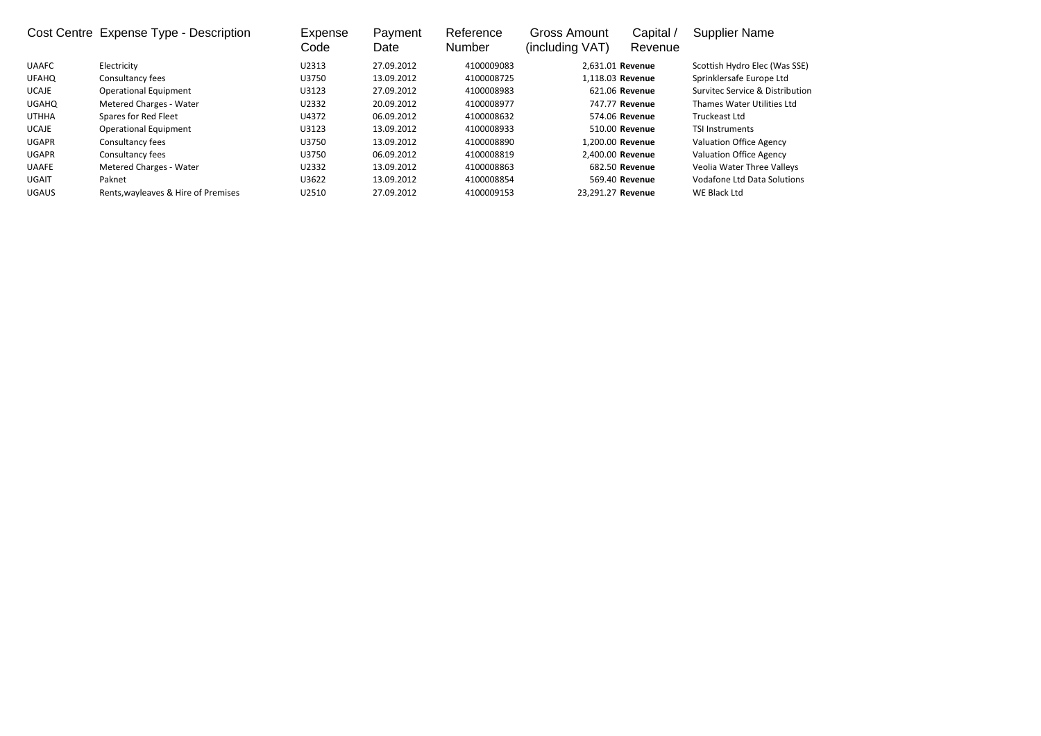| Cost Centre | Expense Type - Description | Expense Code | Payment Date | Reference Number | Gross Amount (including VAT) | Capital / Revenue | Supplier Name |
|---|---|---|---|---|---|---|---|
| UAAFC | Electricity | U2313 | 27.09.2012 | 4100009083 | 2,631.01 | **Revenue** | Scottish Hydro Elec (Was SSE) |
| UFAHQ | Consultancy fees | U3750 | 13.09.2012 | 4100008725 | 1,118.03 | **Revenue** | Sprinklersafe Europe Ltd |
| UCAJE | Operational Equipment | U3123 | 27.09.2012 | 4100008983 | 621.06 | **Revenue** | Survitec Service & Distribution |
| UGAHQ | Metered Charges - Water | U2332 | 20.09.2012 | 4100008977 | 747.77 | **Revenue** | Thames Water Utilities Ltd |
| UTHHA | Spares for Red Fleet | U4372 | 06.09.2012 | 4100008632 | 574.06 | **Revenue** | Truckeast Ltd |
| UCAJE | Operational Equipment | U3123 | 13.09.2012 | 4100008933 | 510.00 | **Revenue** | TSI Instruments |
| UGAPR | Consultancy fees | U3750 | 13.09.2012 | 4100008890 | 1,200.00 | **Revenue** | Valuation Office Agency |
| UGAPR | Consultancy fees | U3750 | 06.09.2012 | 4100008819 | 2,400.00 | **Revenue** | Valuation Office Agency |
| UAAFE | Metered Charges - Water | U2332 | 13.09.2012 | 4100008863 | 682.50 | **Revenue** | Veolia Water Three Valleys |
| UGAIT | Paknet | U3622 | 13.09.2012 | 4100008854 | 569.40 | **Revenue** | Vodafone Ltd Data Solutions |
| UGAUS | Rents,wayleaves & Hire of Premises | U2510 | 27.09.2012 | 4100009153 | 23,291.27 | **Revenue** | WE Black Ltd |